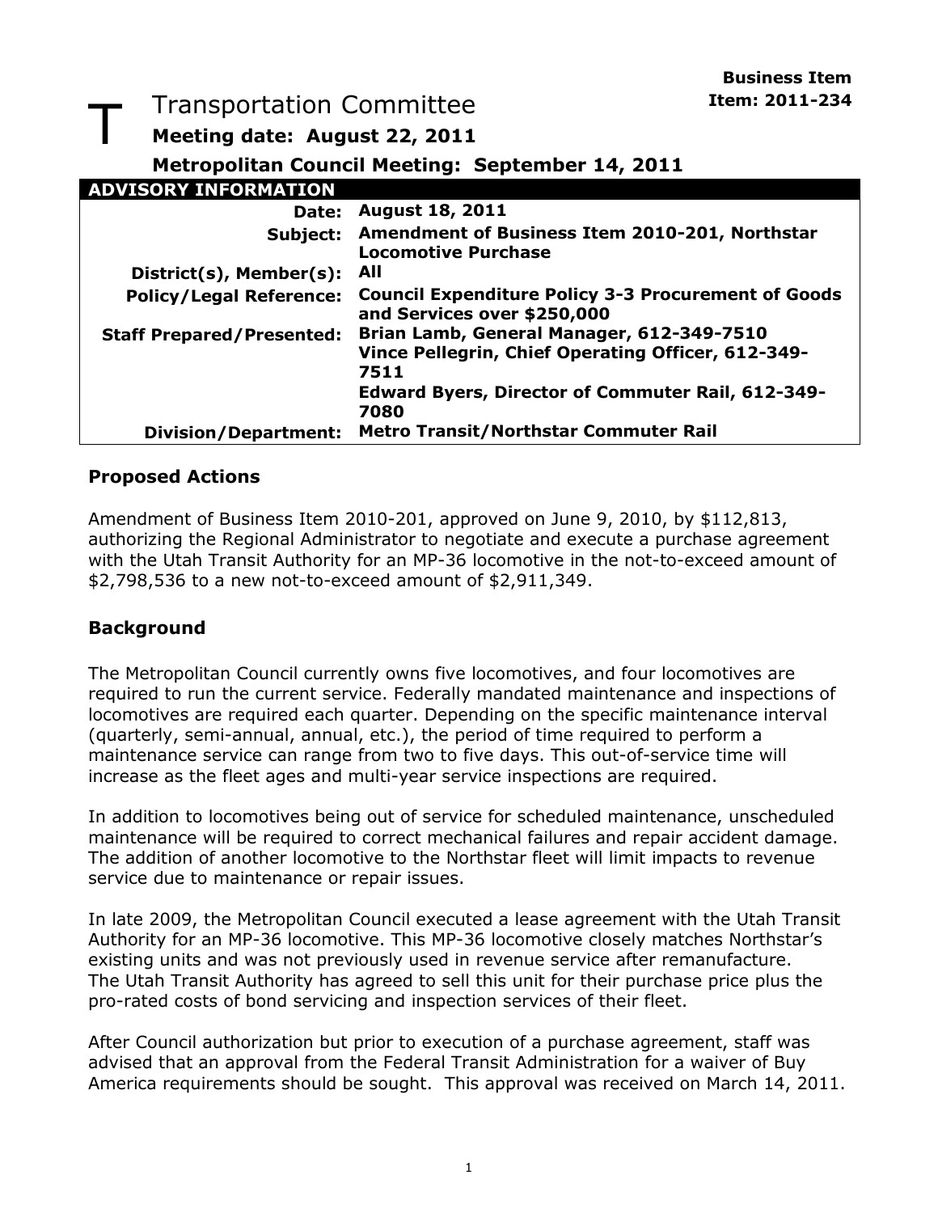**Business Item**
**Item: 2011-234**

# Transportation Committee

**Meeting date: August 22, 2011**

**Metropolitan Council Meeting: September 14, 2011**

| ADVISORY INFORMATION | |
|---|---|
| **Date:** | **August 18, 2011** |
| **Subject:** | **Amendment of Business Item 2010-201, Northstar Locomotive Purchase** |
| **District(s), Member(s):** | **All** |
| **Policy/Legal Reference:** | **Council Expenditure Policy 3-3 Procurement of Goods and Services over $250,000** |
| **Staff Prepared/Presented:** | **Brian Lamb, General Manager, 612-349-7510**<br>**Vince Pellegrin, Chief Operating Officer, 612-349-7511**<br>**Edward Byers, Director of Commuter Rail, 612-349-7080** |
| **Division/Department:** | **Metro Transit/Northstar Commuter Rail** |

## Proposed Actions

Amendment of Business Item 2010-201, approved on June 9, 2010, by $112,813, authorizing the Regional Administrator to negotiate and execute a purchase agreement with the Utah Transit Authority for an MP-36 locomotive in the not-to-exceed amount of $2,798,536 to a new not-to-exceed amount of $2,911,349.

## Background

The Metropolitan Council currently owns five locomotives, and four locomotives are required to run the current service. Federally mandated maintenance and inspections of locomotives are required each quarter. Depending on the specific maintenance interval (quarterly, semi-annual, annual, etc.), the period of time required to perform a maintenance service can range from two to five days. This out-of-service time will increase as the fleet ages and multi-year service inspections are required.

In addition to locomotives being out of service for scheduled maintenance, unscheduled maintenance will be required to correct mechanical failures and repair accident damage. The addition of another locomotive to the Northstar fleet will limit impacts to revenue service due to maintenance or repair issues.

In late 2009, the Metropolitan Council executed a lease agreement with the Utah Transit Authority for an MP-36 locomotive. This MP-36 locomotive closely matches Northstar's existing units and was not previously used in revenue service after remanufacture. The Utah Transit Authority has agreed to sell this unit for their purchase price plus the pro-rated costs of bond servicing and inspection services of their fleet.

After Council authorization but prior to execution of a purchase agreement, staff was advised that an approval from the Federal Transit Administration for a waiver of Buy America requirements should be sought. This approval was received on March 14, 2011.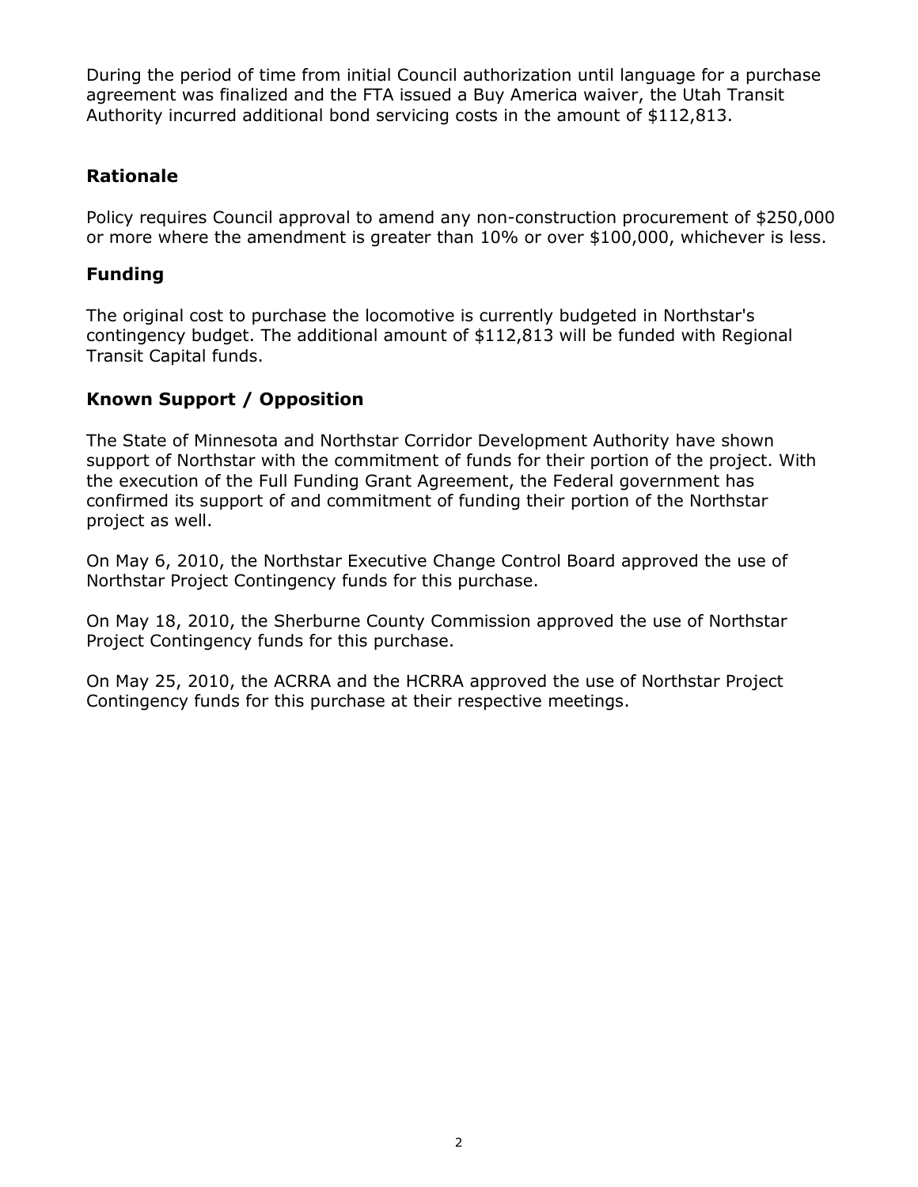During the period of time from initial Council authorization until language for a purchase agreement was finalized and the FTA issued a Buy America waiver, the Utah Transit Authority incurred additional bond servicing costs in the amount of $112,813.

## Rationale

Policy requires Council approval to amend any non-construction procurement of $250,000 or more where the amendment is greater than 10% or over $100,000, whichever is less.

## Funding

The original cost to purchase the locomotive is currently budgeted in Northstar's contingency budget. The additional amount of $112,813 will be funded with Regional Transit Capital funds.

## Known Support / Opposition

The State of Minnesota and Northstar Corridor Development Authority have shown support of Northstar with the commitment of funds for their portion of the project. With the execution of the Full Funding Grant Agreement, the Federal government has confirmed its support of and commitment of funding their portion of the Northstar project as well.

On May 6, 2010, the Northstar Executive Change Control Board approved the use of Northstar Project Contingency funds for this purchase.

On May 18, 2010, the Sherburne County Commission approved the use of Northstar Project Contingency funds for this purchase.

On May 25, 2010, the ACRRA and the HCRRA approved the use of Northstar Project Contingency funds for this purchase at their respective meetings.